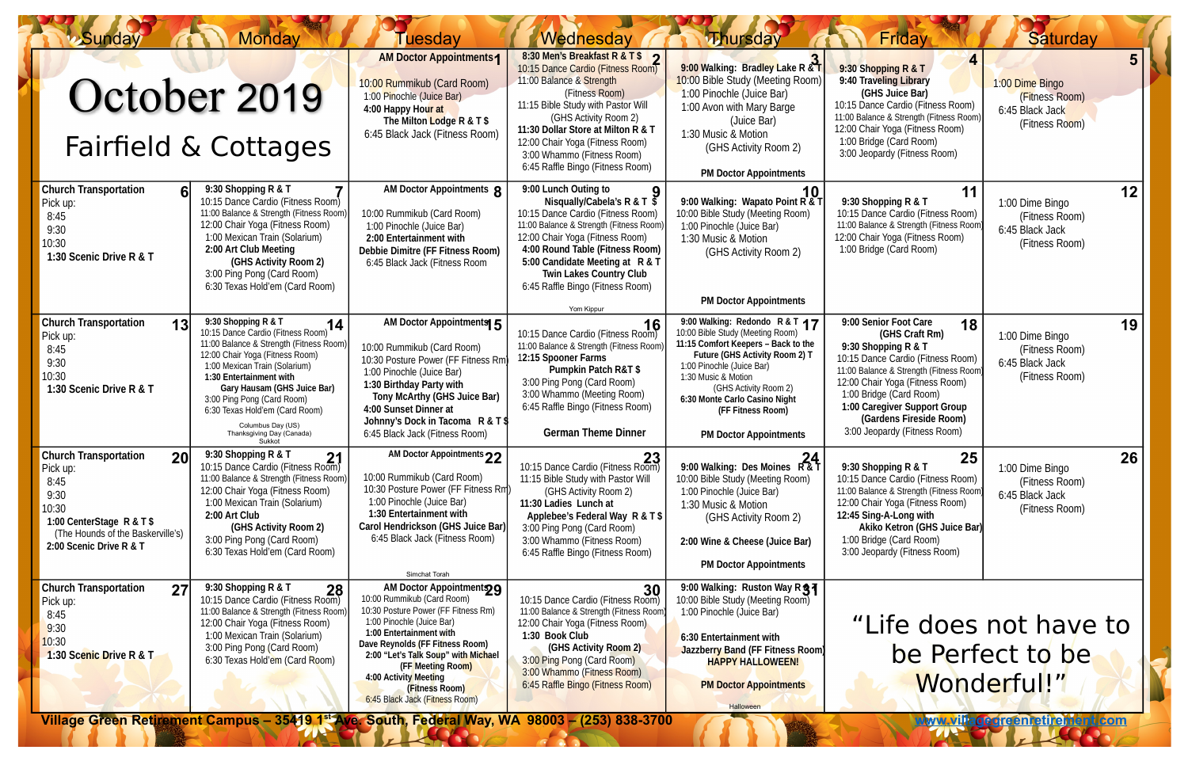# October 2019

## Fairfield & Cottages

| Sunday | Monday | Tuesday | Wednesday | Thursday | Friday | Saturday |
|---|---|---|---|---|---|---|
| | | **1** **AM Doctor Appointments** 10:00 Rummikub (Card Room) 1:00 Pinochle (Juice Bar) **4:00 Happy Hour at The Milton Lodge R & T $** 6:45 Black Jack (Fitness Room) | **2** **8:30 Men's Breakfast R & T $** 10:15 Dance Cardio (Fitness Room) 11:00 Balance & Strength (Fitness Room) 11:15 Bible Study with Pastor Will (GHS Activity Room 2) **11:30 Dollar Store at Milton R & T** 12:00 Chair Yoga (Fitness Room) 3:00 Whammo (Fitness Room) 6:45 Raffle Bingo (Fitness Room) | **3** **9:00 Walking: Bradley Lake R & T** 10:00 Bible Study (Meeting Room) 1:00 Pinochle (Juice Bar) 1:00 Avon with Mary Barge (Juice Bar) 1:30 Music & Motion (GHS Activity Room 2) **PM Doctor Appointments** | **4** **9:30 Shopping R & T** **9:40 Traveling Library (GHS Juice Bar)** 10:15 Dance Cardio (Fitness Room) 11:00 Balance & Strength (Fitness Room) 12:00 Chair Yoga (Fitness Room) 1:00 Bridge (Card Room) 3:00 Jeopardy (Fitness Room) | **5** 1:00 Dime Bingo (Fitness Room) 6:45 Black Jack (Fitness Room) |
| **6** **Church Transportation** Pick up: 8:45 9:30 10:30 **1:30 Scenic Drive R & T** | **7** **9:30 Shopping R & T** 10:15 Dance Cardio (Fitness Room) 11:00 Balance & Strength (Fitness Room) 12:00 Chair Yoga (Fitness Room) 1:00 Mexican Train (Solarium) **2:00 Art Club Meeting (GHS Activity Room 2)** 3:00 Ping Pong (Card Room) 6:30 Texas Hold'em (Card Room) | **8** **AM Doctor Appointments** 10:00 Rummikub (Card Room) 1:00 Pinochle (Juice Bar) **2:00 Entertainment with Debbie Dittmer (FF Fitness Room)** 6:45 Black Jack (Fitness Room | **9** **9:00 Lunch Outing to Nisqually/Cabela's R & T $** 10:15 Dance Cardio (Fitness Room) 11:00 Balance & Strength (Fitness Room) 12:00 Chair Yoga (Fitness Room) **4:00 Round Table (Fitness Room)** **5:00 Candidate Meeting at R & T Twin Lakes Country Club** 6:45 Raffle Bingo (Fitness Room) Yom Kippur | **10** **9:00 Walking: Wapato Point R & T** 10:00 Bible Study (Meeting Room) 1:00 Pinochle (Juice Bar) 1:30 Music & Motion (GHS Activity Room 2) **PM Doctor Appointments** | **11** **9:30 Shopping R & T** 10:15 Dance Cardio (Fitness Room) 11:00 Balance & Strength (Fitness Room) 12:00 Chair Yoga (Fitness Room) 1:00 Bridge (Card Room) | **12** 1:00 Dime Bingo (Fitness Room) 6:45 Black Jack (Fitness Room) |
| **13** **Church Transportation** Pick up: 8:45 9:30 10:30 **1:30 Scenic Drive R & T** | **14** **9:30 Shopping R & T** 10:15 Dance Cardio (Fitness Room) 11:00 Balance & Strength (Fitness Room) 12:00 Chair Yoga (Fitness Room) 1:00 Mexican Train (Solarium) **1:30 Entertainment with Gary Hausam (GHS Juice Bar)** 3:00 Ping Pong (Card Room) 6:30 Texas Hold'em (Card Room) Columbus Day (US) Thanksgiving Day (Canada) Sukkot | **15** **AM Doctor Appointments** 10:00 Rummikub (Card Room) 10:30 Posture Power (FF Fitness Rm) 1:00 Pinochle (Juice Bar) **1:30 Birthday Party with Tony McArthy (GHS Juice Bar)** **4:00 Sunset Dinner at Johnny's Dock in Tacoma R & T $** 6:45 Black Jack (Fitness Room) | **16** 10:15 Dance Cardio (Fitness Room) 11:00 Balance & Strength (Fitness Room) **12:15 Spooner Farms Pumpkin Patch R&T $** 3:00 Ping Pong (Card Room) 3:00 Whammo (Meeting Room) 6:45 Raffle Bingo (Fitness Room) **German Theme Dinner** | **17** **9:00 Walking: Redondo R & T** 10:00 Bible Study (Meeting Room) **11:15 Comfort Keepers – Back to the Future (GHS Activity Room 2) T** 1:00 Pinochle (Juice Bar) 1:30 Music & Motion (GHS Activity Room 2) **6:30 Monte Carlo Casino Night (FF Fitness Room)** **PM Doctor Appointments** | **18** **9:00 Senior Foot Care (GHS Craft Rm)** **9:30 Shopping R & T** 10:15 Dance Cardio (Fitness Room) 11:00 Balance & Strength (Fitness Room) 12:00 Chair Yoga (Fitness Room) 1:00 Bridge (Card Room) **1:00 Caregiver Support Group (Gardens Fireside Room)** 3:00 Jeopardy (Fitness Room) | **19** 1:00 Dime Bingo (Fitness Room) 6:45 Black Jack (Fitness Room) |
| **20** **Church Transportation** Pick up: 8:45 9:30 10:30 **1:00 CenterStage R & T $** (The Hounds of the Baskerville's) **2:00 Scenic Drive R & T** | **21** **9:30 Shopping R & T** 10:15 Dance Cardio (Fitness Room) 11:00 Balance & Strength (Fitness Room) 12:00 Chair Yoga (Fitness Room) 1:00 Mexican Train (Solarium) **2:00 Art Club (GHS Activity Room 2)** 3:00 Ping Pong (Card Room) 6:30 Texas Hold'em (Card Room) | **22** **AM Doctor Appointments** 10:00 Rummikub (Card Room) 10:30 Posture Power (FF Fitness Rm) 1:00 Pinochle (Juice Bar) **1:30 Entertainment with Carol Hendrickson (GHS Juice Bar)** 6:45 Black Jack (Fitness Room) Simchat Torah | **23** 10:15 Dance Cardio (Fitness Room) 11:15 Bible Study with Pastor Will (GHS Activity Room 2) **11:30 Ladies Lunch at Applebee's Federal Way R & T $** 3:00 Ping Pong (Card Room) 3:00 Whammo (Fitness Room) 6:45 Raffle Bingo (Fitness Room) | **24** **9:00 Walking: Des Moines R & T** 10:00 Bible Study (Meeting Room) 1:00 Pinochle (Juice Bar) 1:30 Music & Motion (GHS Activity Room 2) **2:00 Wine & Cheese (Juice Bar)** **PM Doctor Appointments** | **25** **9:30 Shopping R & T** 10:15 Dance Cardio (Fitness Room) 11:00 Balance & Strength (Fitness Room) 12:00 Chair Yoga (Fitness Room) **12:45 Sing-A-Long with Akiko Ketron (GHS Juice Bar)** 1:00 Bridge (Card Room) 3:00 Jeopardy (Fitness Room) | **26** 1:00 Dime Bingo (Fitness Room) 6:45 Black Jack (Fitness Room) |
| **27** **Church Transportation** Pick up: 8:45 9:30 10:30 **1:30 Scenic Drive R & T** | **28** **9:30 Shopping R & T** 10:15 Dance Cardio (Fitness Room) 11:00 Balance & Strength (Fitness Room) 12:00 Chair Yoga (Fitness Room) 1:00 Mexican Train (Solarium) 3:00 Ping Pong (Card Room) 6:30 Texas Hold'em (Card Room) | **29** **AM Doctor Appointments** 10:00 Rummikub (Card Room) 10:30 Posture Power (FF Fitness Rm) 1:00 Pinochle (Juice Bar) **1:00 Entertainment with Dave Reynolds (FF Fitness Room)** **2:00 "Let's Talk Soup" with Michael (FF Meeting Room)** **4:00 Activity Meeting (Fitness Room)** 6:45 Black Jack (Fitness Room) | **30** 10:15 Dance Cardio (Fitness Room) 11:00 Balance & Strength (Fitness Room) 12:00 Chair Yoga (Fitness Room) **1:30 Book Club (GHS Activity Room 2)** 3:00 Ping Pong (Card Room) 3:00 Whammo (Fitness Room) 6:45 Raffle Bingo (Fitness Room) | **31** **9:00 Walking: Ruston Way R & T** 10:00 Bible Study (Meeting Room) 1:00 Pinochle (Juice Bar) **6:30 Entertainment with Jazzberry Band (FF Fitness Room)** **HAPPY HALLOWEEN!** **PM Doctor Appointments** Halloween | "Life does not have to be Perfect to be Wonderful!" | |

**Village Green Retirement Campus – 35419 1st Ave. South, Federal Way, WA 98003 – (253) 838-3700**

www.villagegreenretirement.com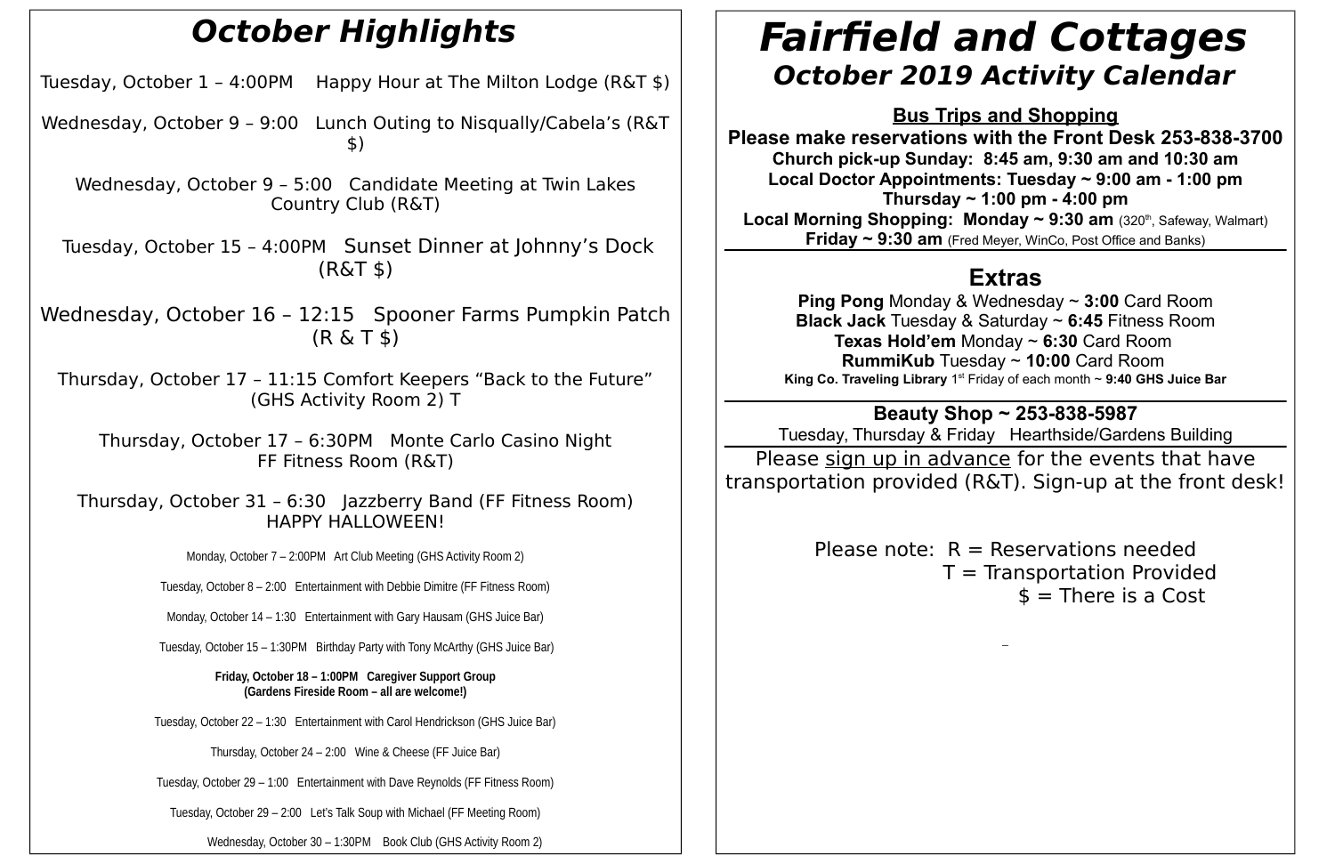# October Highlights

Tuesday, October 1 – 4:00PM  Happy Hour at The Milton Lodge (R&T $)

Wednesday, October 9 – 9:00  Lunch Outing to Nisqually/Cabela's (R&T $)

Wednesday, October 9 – 5:00  Candidate Meeting at Twin Lakes Country Club (R&T)

Tuesday, October 15 – 4:00PM  Sunset Dinner at Johnny's Dock (R&T $)

Wednesday, October 16 – 12:15  Spooner Farms Pumpkin Patch (R & T $)

Thursday, October 17 – 11:15 Comfort Keepers "Back to the Future" (GHS Activity Room 2) T

Thursday, October 17 – 6:30PM  Monte Carlo Casino Night FF Fitness Room (R&T)

Thursday, October 31 – 6:30  Jazzberry Band (FF Fitness Room) HAPPY HALLOWEEN!

Monday, October 7 – 2:00PM  Art Club Meeting (GHS Activity Room 2)

Tuesday, October 8 – 2:00  Entertainment with Debbie Dimitre (FF Fitness Room)

Monday, October 14 – 1:30  Entertainment with Gary Hausam (GHS Juice Bar)

Tuesday, October 15 – 1:30PM  Birthday Party with Tony McArthy (GHS Juice Bar)

**Friday, October 18 – 1:00PM  Caregiver Support Group (Gardens Fireside Room – all are welcome!)**

Tuesday, October 22 – 1:30  Entertainment with Carol Hendrickson (GHS Juice Bar)

Thursday, October 24 – 2:00  Wine & Cheese (FF Juice Bar)

Tuesday, October 29 – 1:00  Entertainment with Dave Reynolds (FF Fitness Room)

Tuesday, October 29 – 2:00  Let's Talk Soup with Michael (FF Meeting Room)

Wednesday, October 30 – 1:30PM  Book Club (GHS Activity Room 2)

# Fairfield and Cottages

## October 2019 Activity Calendar

**Bus Trips and Shopping**

**Please make reservations with the Front Desk 253-838-3700**

**Church pick-up Sunday: 8:45 am, 9:30 am and 10:30 am**

**Local Doctor Appointments: Tuesday ~ 9:00 am - 1:00 pm**

**Thursday ~ 1:00 pm - 4:00 pm**

**Local Morning Shopping: Monday ~ 9:30 am** (320th, Safeway, Walmart)

**Friday ~ 9:30 am** (Fred Meyer, WinCo, Post Office and Banks)

## Extras

**Ping Pong** Monday & Wednesday ~ **3:00** Card Room

**Black Jack** Tuesday & Saturday ~ **6:45** Fitness Room

**Texas Hold'em** Monday ~ **6:30** Card Room

**RummiKub** Tuesday ~ **10:00** Card Room

**King Co. Traveling Library** 1st Friday of each month ~ **9:40 GHS Juice Bar**

**Beauty Shop ~ 253-838-5987**

Tuesday, Thursday & Friday  Hearthside/Gardens Building

Please sign up in advance for the events that have transportation provided (R&T). Sign-up at the front desk!

Please note: R = Reservations needed
T = Transportation Provided
$ = There is a Cost